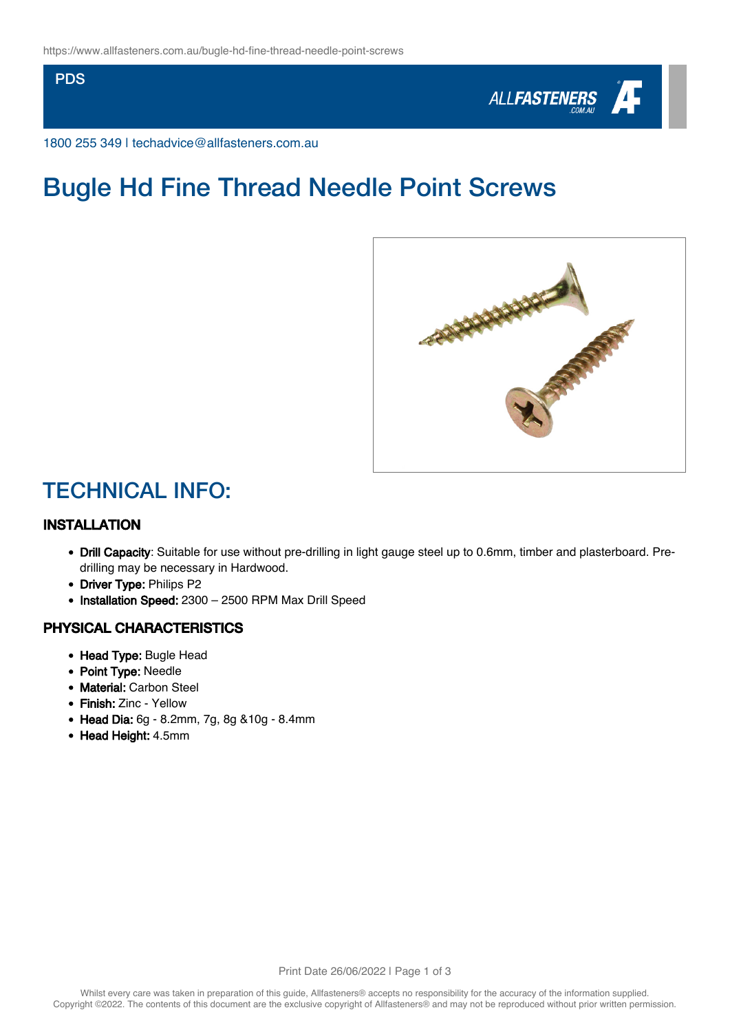PDS

1800 255 349 | techadvice@allfasteners.com.au

# Bugle Hd Fine Thread Needle Point Screws

## TECHNICAL INFO:

### INSTALLATION

- **Drill Capacity**: Suitable for use without pre-drilling in light gauge steel up to 0.6mm, timber and plasterboard. Pre-drilling may be necessary in Hardwood.
- **Driver Type:** Philips P2
- **Installation Speed:** 2300 – 2500 RPM Max Drill Speed

### PHYSICAL CHARACTERISTICS

- **Head Type:** Bugle Head
- **Point Type:** Needle
- **Material:** Carbon Steel
- **Finish:** Zinc - Yellow
- **Head Dia:** 6g - 8.2mm, 7g, 8g &10g - 8.4mm
- **Head Height:** 4.5mm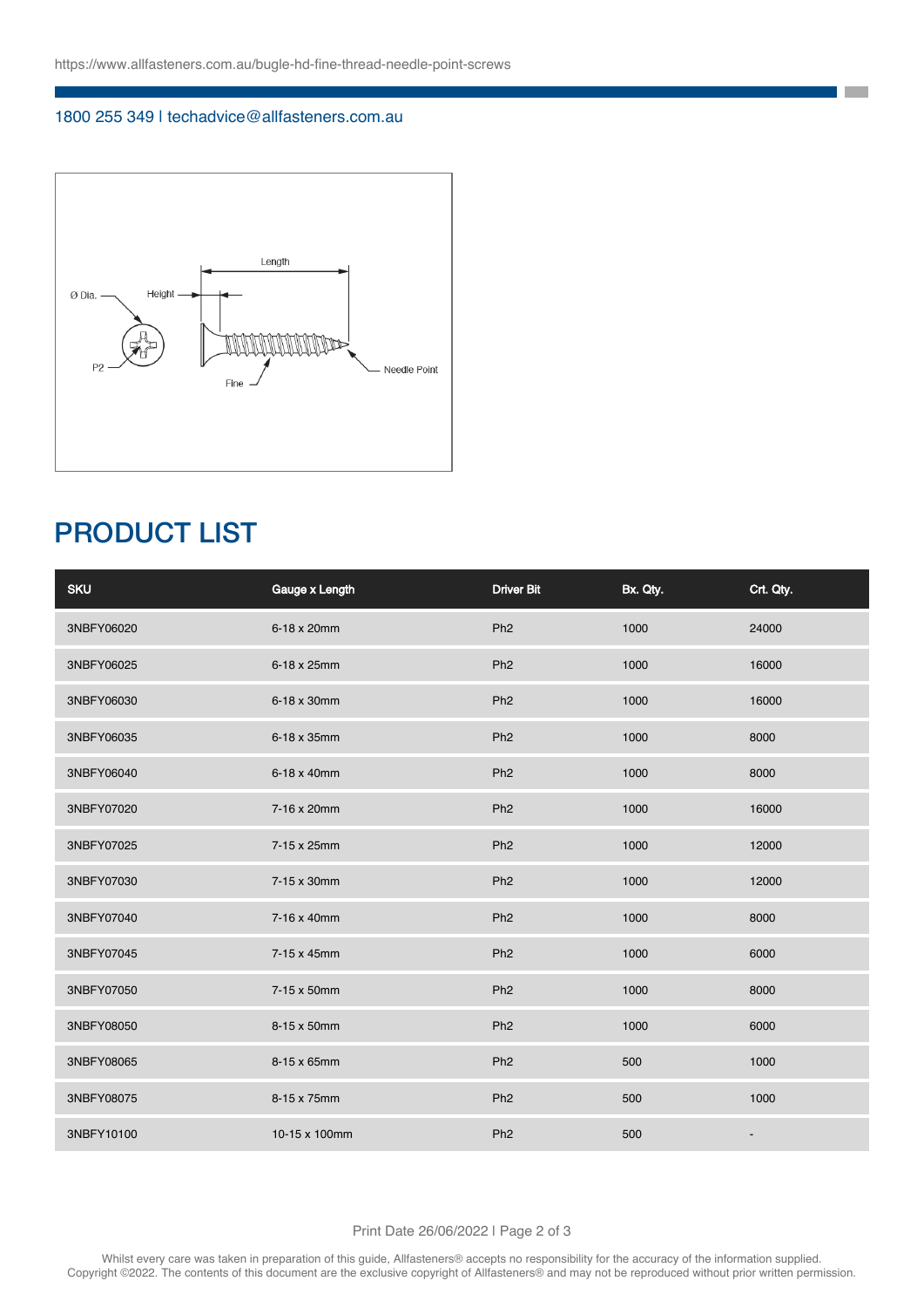https://www.allfasteners.com.au/bugle-hd-fine-thread-needle-point-screws

1800 255 349 | techadvice@allfasteners.com.au

## PRODUCT LIST

| SKU | Gauge x Length | Driver Bit | Bx. Qty. | Crt. Qty. |
|---|---|---|---|---|
| 3NBFY06020 | 6-18 x 20mm | Ph2 | 1000 | 24000 |
| 3NBFY06025 | 6-18 x 25mm | Ph2 | 1000 | 16000 |
| 3NBFY06030 | 6-18 x 30mm | Ph2 | 1000 | 16000 |
| 3NBFY06035 | 6-18 x 35mm | Ph2 | 1000 | 8000 |
| 3NBFY06040 | 6-18 x 40mm | Ph2 | 1000 | 8000 |
| 3NBFY07020 | 7-16 x 20mm | Ph2 | 1000 | 16000 |
| 3NBFY07025 | 7-15 x 25mm | Ph2 | 1000 | 12000 |
| 3NBFY07030 | 7-15 x 30mm | Ph2 | 1000 | 12000 |
| 3NBFY07040 | 7-16 x 40mm | Ph2 | 1000 | 8000 |
| 3NBFY07045 | 7-15 x 45mm | Ph2 | 1000 | 6000 |
| 3NBFY07050 | 7-15 x 50mm | Ph2 | 1000 | 8000 |
| 3NBFY08050 | 8-15 x 50mm | Ph2 | 1000 | 6000 |
| 3NBFY08065 | 8-15 x 65mm | Ph2 | 500 | 1000 |
| 3NBFY08075 | 8-15 x 75mm | Ph2 | 500 | 1000 |
| 3NBFY10100 | 10-15 x 100mm | Ph2 | 500 | - |

Print Date 26/06/2022 | Page 2 of 3

Whilst every care was taken in preparation of this guide, Allfasteners® accepts no responsibility for the accuracy of the information supplied. Copyright ©2022. The contents of this document are the exclusive copyright of Allfasteners® and may not be reproduced without prior written permission.